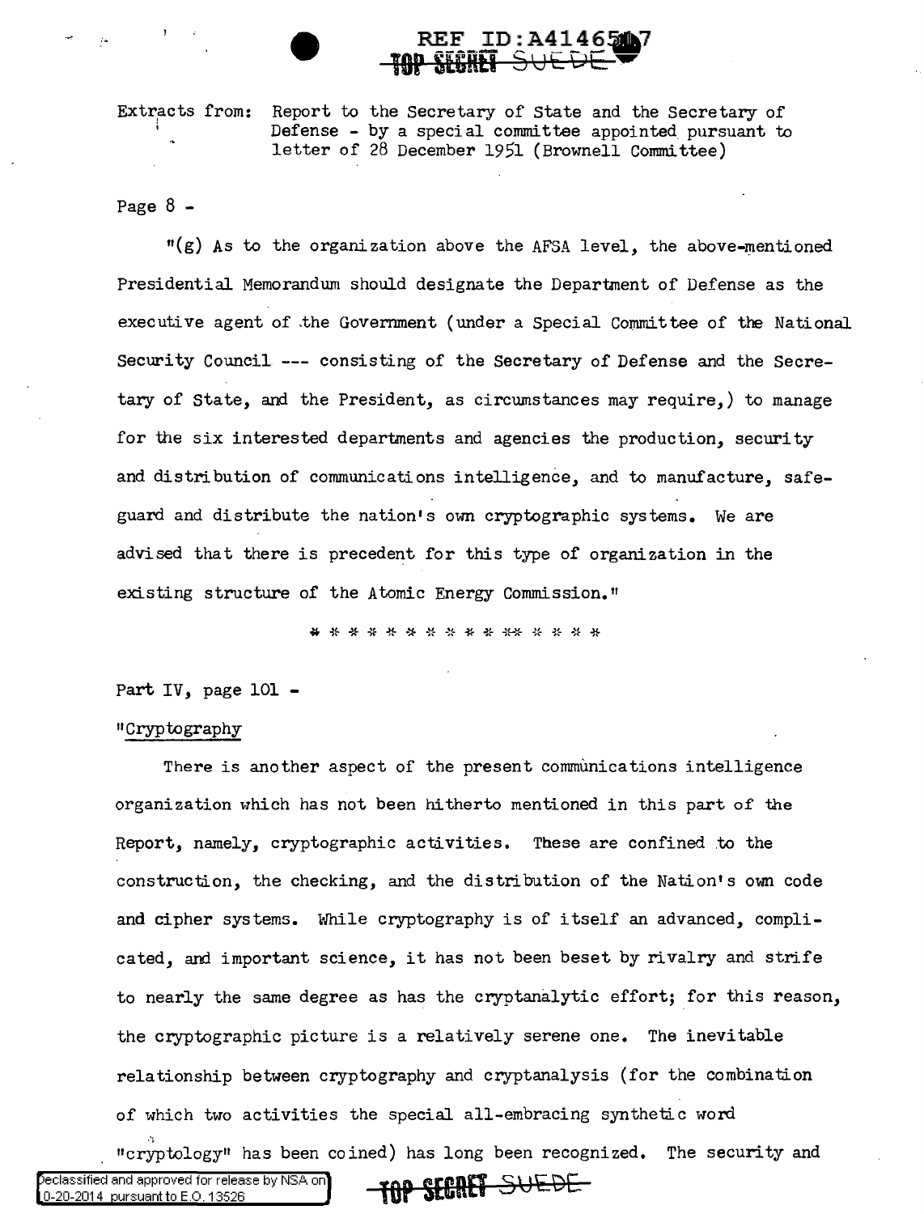Extracts from: Report to the Secretary of State and the Secretary of Defense - by a special committee appointed pursuant to letter of 28 December 1951 (Brownell Committee)

Page 8 -

"(g) As to the organization above the AFSA level, the above-mentioned Presidential Memorandum should designate the Department of Defense as the executive agent of the Government (under a Special Committee of the National Security Council --- consisting of the Secretary of Defense and the Secretary of State, and the President, as circumstances may require,) to manage for the six interested departments and agencies the production, security and distribution of communications intelligence, and to manufacture, safeguard and distribute the nation's own cryptographic systems. We are advised that there is precedent for this type of organization in the existing structure of the Atomic Energy Commission."

* * * * * * * * * * * * * * * *

Part IV, page 101 -

"Cryptography

There is another aspect of the present communications intelligence organization which has not been hitherto mentioned in this part of the Report, namely, cryptographic activities. These are confined to the construction, the checking, and the distribution of the Nation's own code and cipher systems. While cryptography is of itself an advanced, complicated, and important science, it has not been beset by rivalry and strife to nearly the same degree as has the cryptanalytic effort; for this reason, the cryptographic picture is a relatively serene one. The inevitable relationship between cryptography and cryptanalysis (for the combination of which two activities the special all-embracing synthetic word "cryptology" has been coined) has long been recognized. The security and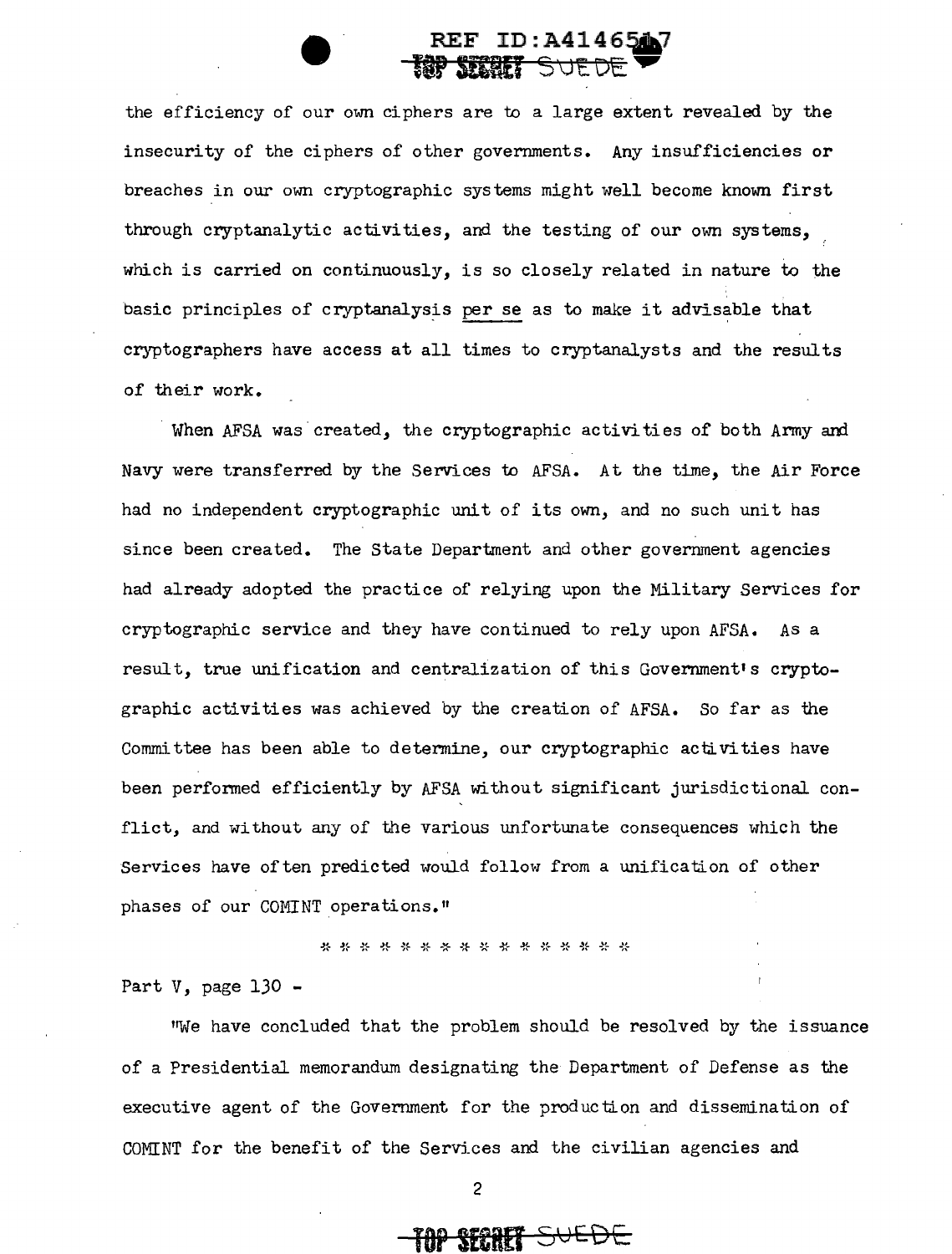the efficiency of our own ciphers are to a large extent revealed by the insecurity of the ciphers of other governments. Any insufficiencies or breaches in our own cryptographic systems might well become known first through cryptanalytic activities, and the testing of our own systems, which is carried on continuously, is so closely related in nature to the basic principles of cryptanalysis per se as to make it advisable that cryptographers have access at all times to cryptanalysts and the results of their work.

When AFSA was created, the cryptographic activities of both Army and Navy were transferred by the Services to AFSA. At the time, the Air Force had no independent cryptographic unit of its own, and no such unit has since been created. The State Department and other government agencies had already adopted the practice of relying upon the Military Services for cryptographic service and they have continued to rely upon AFSA. As a result, true unification and centralization of this Government's cryptographic activities was achieved by the creation of AFSA. So far as the Committee has been able to determine, our cryptographic activities have been performed efficiently by AFSA without significant jurisdictional conflict, and without any of the various unfortunate consequences which the Services have often predicted would follow from a unification of other phases of our COMINT operations."

* * * * * * * * * * * * * * * * *

Part V, page 130 -

"We have concluded that the problem should be resolved by the issuance of a Presidential memorandum designating the Department of Defense as the executive agent of the Government for the production and dissemination of COMINT for the benefit of the Services and the civilian agencies and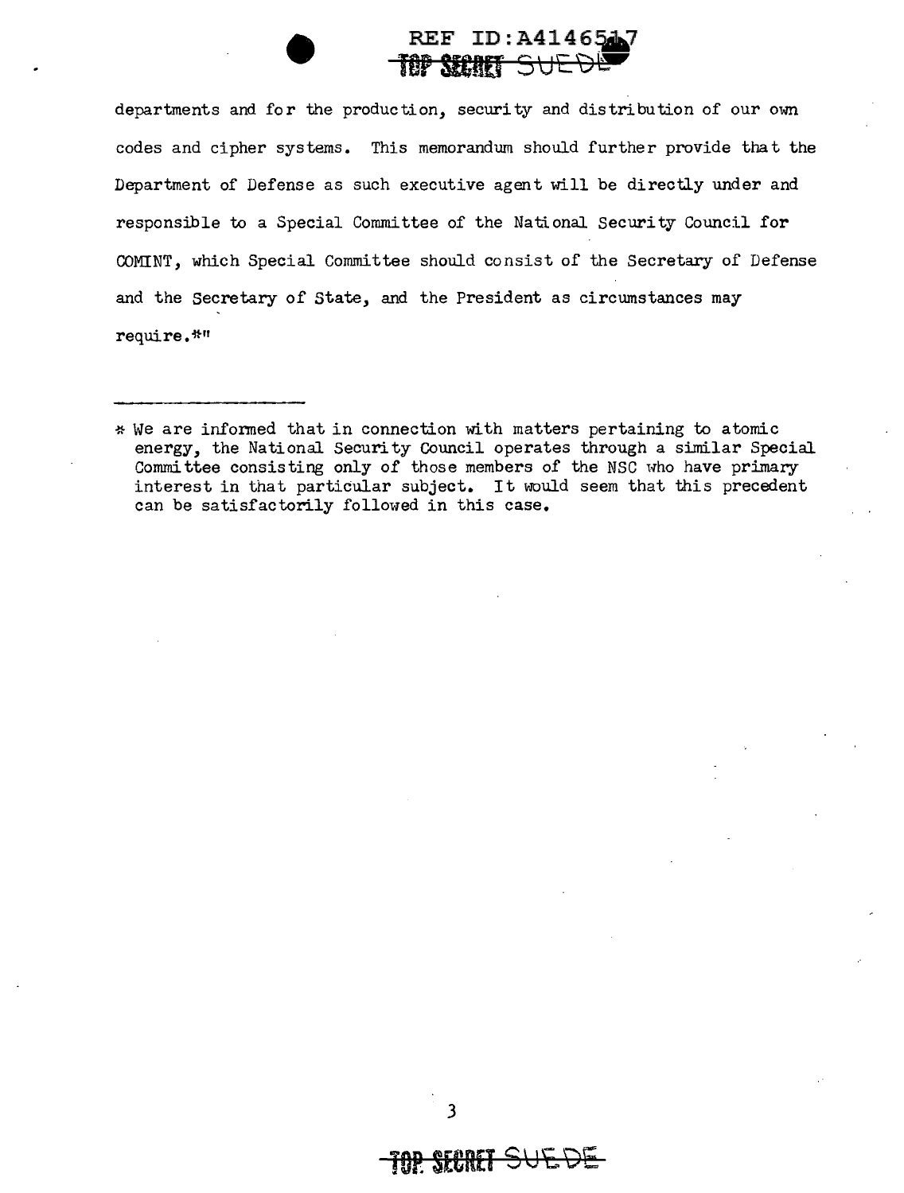departments and for the production, security and distribution of our own codes and cipher systems. This memorandum should further provide that the Department of Defense as such executive agent will be directly under and responsible to a Special Committee of the National Security Council for COMINT, which Special Committee should consist of the Secretary of Defense and the Secretary of State, and the President as circumstances may require.*"

---

* We are informed that in connection with matters pertaining to atomic energy, the National Security Council operates through a similar Special Committee consisting only of those members of the NSC who have primary interest in that particular subject. It would seem that this precedent can be satisfactorily followed in this case.